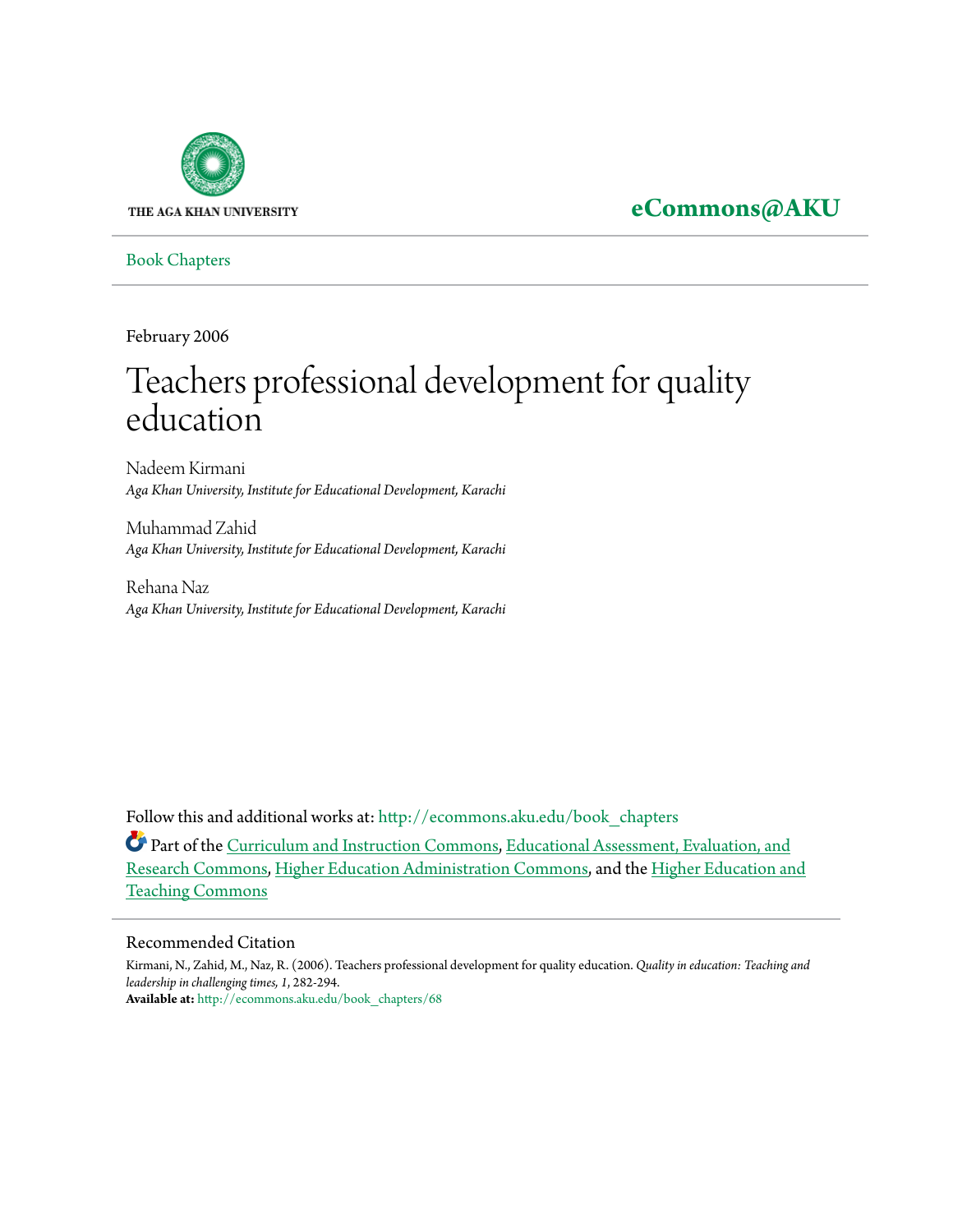THE AGA KHAN UNIVERSITY

**eCommons@AKU**

Book Chapters

February 2006

# Teachers professional development for quality education

Nadeem Kirmani
*Aga Khan University, Institute for Educational Development, Karachi*

Muhammad Zahid
*Aga Khan University, Institute for Educational Development, Karachi*

Rehana Naz
*Aga Khan University, Institute for Educational Development, Karachi*

Follow this and additional works at: http://ecommons.aku.edu/book_chapters

Part of the Curriculum and Instruction Commons, Educational Assessment, Evaluation, and Research Commons, Higher Education Administration Commons, and the Higher Education and Teaching Commons

## Recommended Citation

Kirmani, N., Zahid, M., Naz, R. (2006). Teachers professional development for quality education. *Quality in education: Teaching and leadership in challenging times, 1*, 282-294.
**Available at:** http://ecommons.aku.edu/book_chapters/68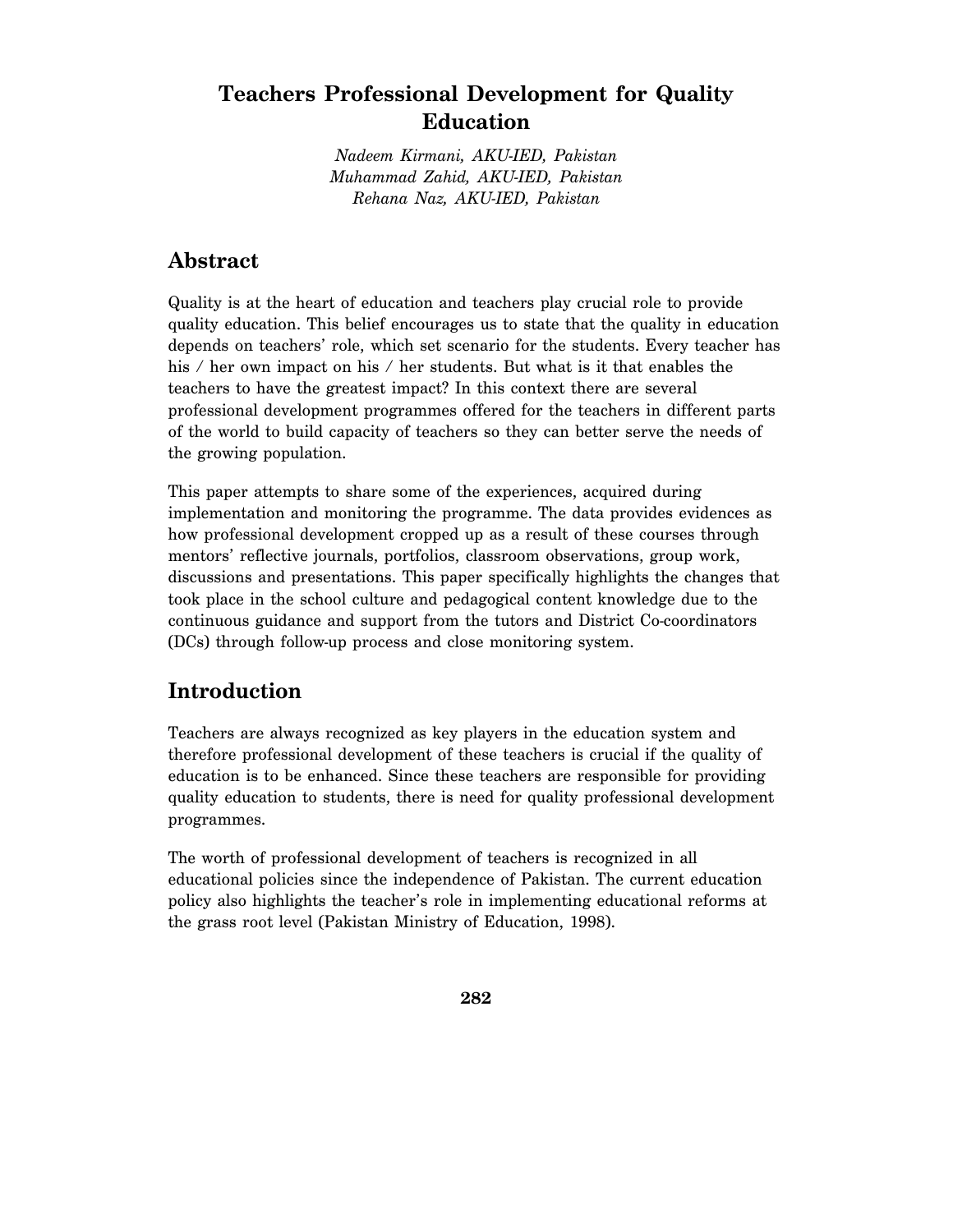# Teachers Professional Development for Quality Education

*Nadeem Kirmani, AKU-IED, Pakistan*
*Muhammad Zahid, AKU-IED, Pakistan*
*Rehana Naz, AKU-IED, Pakistan*

## Abstract

Quality is at the heart of education and teachers play crucial role to provide quality education. This belief encourages us to state that the quality in education depends on teachers' role, which set scenario for the students. Every teacher has his / her own impact on his / her students. But what is it that enables the teachers to have the greatest impact? In this context there are several professional development programmes offered for the teachers in different parts of the world to build capacity of teachers so they can better serve the needs of the growing population.

This paper attempts to share some of the experiences, acquired during implementation and monitoring the programme. The data provides evidences as how professional development cropped up as a result of these courses through mentors' reflective journals, portfolios, classroom observations, group work, discussions and presentations. This paper specifically highlights the changes that took place in the school culture and pedagogical content knowledge due to the continuous guidance and support from the tutors and District Co-coordinators (DCs) through follow-up process and close monitoring system.

## Introduction

Teachers are always recognized as key players in the education system and therefore professional development of these teachers is crucial if the quality of education is to be enhanced. Since these teachers are responsible for providing quality education to students, there is need for quality professional development programmes.

The worth of professional development of teachers is recognized in all educational policies since the independence of Pakistan. The current education policy also highlights the teacher's role in implementing educational reforms at the grass root level (Pakistan Ministry of Education, 1998).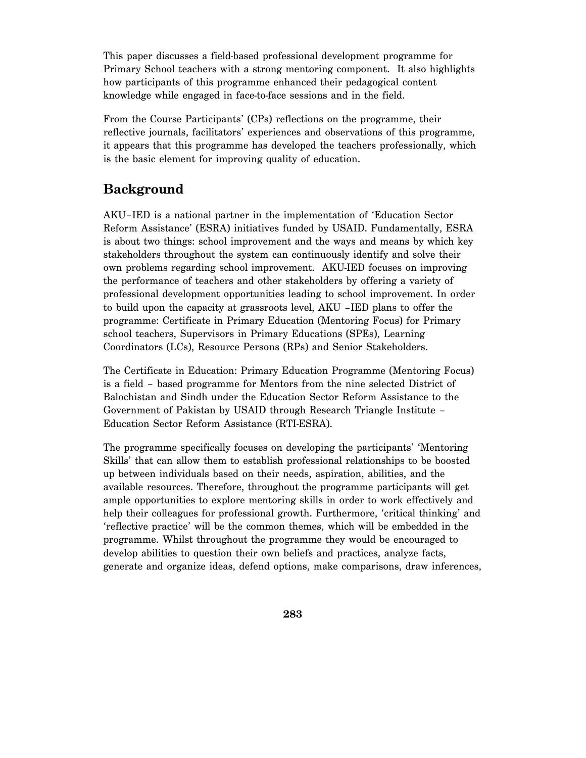This paper discusses a field-based professional development programme for Primary School teachers with a strong mentoring component. It also highlights how participants of this programme enhanced their pedagogical content knowledge while engaged in face-to-face sessions and in the field.

From the Course Participants' (CPs) reflections on the programme, their reflective journals, facilitators' experiences and observations of this programme, it appears that this programme has developed the teachers professionally, which is the basic element for improving quality of education.

## Background

AKU–IED is a national partner in the implementation of 'Education Sector Reform Assistance' (ESRA) initiatives funded by USAID. Fundamentally, ESRA is about two things: school improvement and the ways and means by which key stakeholders throughout the system can continuously identify and solve their own problems regarding school improvement. AKU-IED focuses on improving the performance of teachers and other stakeholders by offering a variety of professional development opportunities leading to school improvement. In order to build upon the capacity at grassroots level, AKU –IED plans to offer the programme: Certificate in Primary Education (Mentoring Focus) for Primary school teachers, Supervisors in Primary Educations (SPEs), Learning Coordinators (LCs), Resource Persons (RPs) and Senior Stakeholders.

The Certificate in Education: Primary Education Programme (Mentoring Focus) is a field – based programme for Mentors from the nine selected District of Balochistan and Sindh under the Education Sector Reform Assistance to the Government of Pakistan by USAID through Research Triangle Institute – Education Sector Reform Assistance (RTI-ESRA).

The programme specifically focuses on developing the participants' 'Mentoring Skills' that can allow them to establish professional relationships to be boosted up between individuals based on their needs, aspiration, abilities, and the available resources. Therefore, throughout the programme participants will get ample opportunities to explore mentoring skills in order to work effectively and help their colleagues for professional growth. Furthermore, 'critical thinking' and 'reflective practice' will be the common themes, which will be embedded in the programme. Whilst throughout the programme they would be encouraged to develop abilities to question their own beliefs and practices, analyze facts, generate and organize ideas, defend options, make comparisons, draw inferences,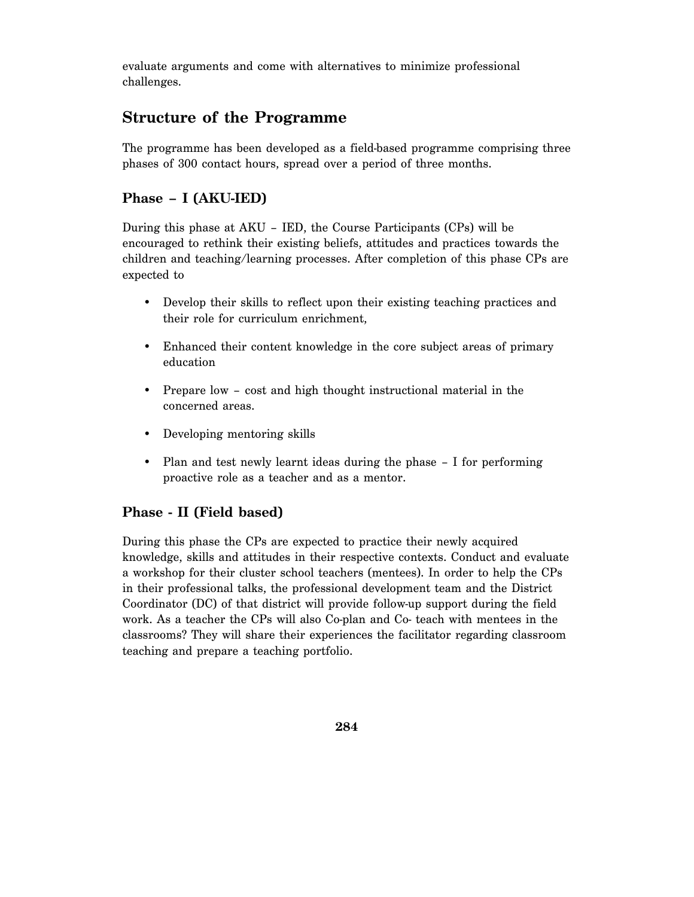evaluate arguments and come with alternatives to minimize professional challenges.

## Structure of the Programme

The programme has been developed as a field-based programme comprising three phases of 300 contact hours, spread over a period of three months.

### Phase – I (AKU-IED)

During this phase at AKU – IED, the Course Participants (CPs) will be encouraged to rethink their existing beliefs, attitudes and practices towards the children and teaching/learning processes. After completion of this phase CPs are expected to

- Develop their skills to reflect upon their existing teaching practices and their role for curriculum enrichment,
- Enhanced their content knowledge in the core subject areas of primary education
- Prepare low – cost and high thought instructional material in the concerned areas.
- Developing mentoring skills
- Plan and test newly learnt ideas during the phase – I for performing proactive role as a teacher and as a mentor.

### Phase - II (Field based)

During this phase the CPs are expected to practice their newly acquired knowledge, skills and attitudes in their respective contexts. Conduct and evaluate a workshop for their cluster school teachers (mentees). In order to help the CPs in their professional talks, the professional development team and the District Coordinator (DC) of that district will provide follow-up support during the field work. As a teacher the CPs will also Co-plan and Co- teach with mentees in the classrooms? They will share their experiences the facilitator regarding classroom teaching and prepare a teaching portfolio.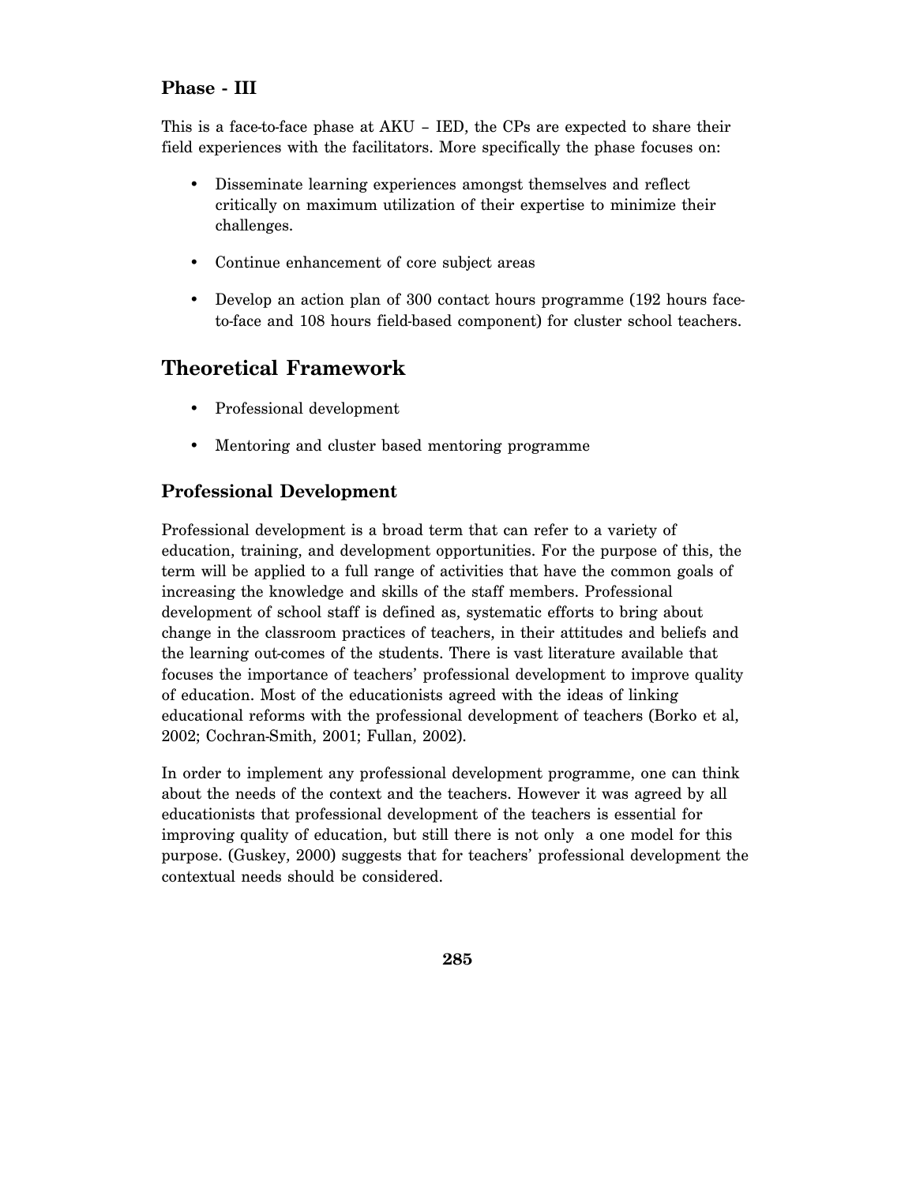### Phase - III

This is a face-to-face phase at AKU – IED, the CPs are expected to share their field experiences with the facilitators. More specifically the phase focuses on:

- Disseminate learning experiences amongst themselves and reflect critically on maximum utilization of their expertise to minimize their challenges.
- Continue enhancement of core subject areas
- Develop an action plan of 300 contact hours programme (192 hours face-to-face and 108 hours field-based component) for cluster school teachers.

## Theoretical Framework

- Professional development
- Mentoring and cluster based mentoring programme

### Professional Development

Professional development is a broad term that can refer to a variety of education, training, and development opportunities. For the purpose of this, the term will be applied to a full range of activities that have the common goals of increasing the knowledge and skills of the staff members. Professional development of school staff is defined as, systematic efforts to bring about change in the classroom practices of teachers, in their attitudes and beliefs and the learning out-comes of the students. There is vast literature available that focuses the importance of teachers' professional development to improve quality of education. Most of the educationists agreed with the ideas of linking educational reforms with the professional development of teachers (Borko et al, 2002; Cochran-Smith, 2001; Fullan, 2002).

In order to implement any professional development programme, one can think about the needs of the context and the teachers. However it was agreed by all educationists that professional development of the teachers is essential for improving quality of education, but still there is not only a one model for this purpose. (Guskey, 2000) suggests that for teachers' professional development the contextual needs should be considered.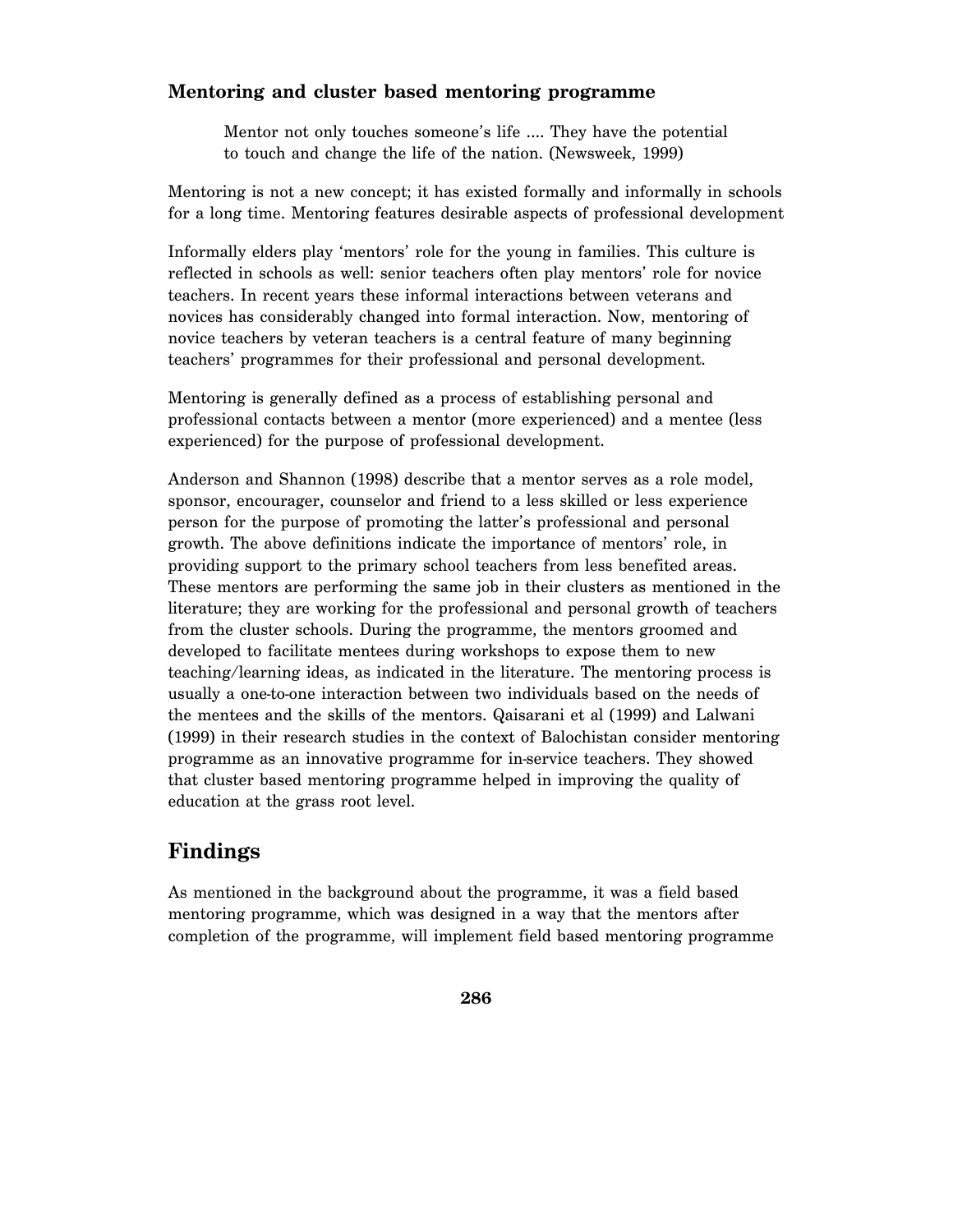### Mentoring and cluster based mentoring programme

> Mentor not only touches someone's life .... They have the potential to touch and change the life of the nation. (Newsweek, 1999)

Mentoring is not a new concept; it has existed formally and informally in schools for a long time. Mentoring features desirable aspects of professional development

Informally elders play 'mentors' role for the young in families. This culture is reflected in schools as well: senior teachers often play mentors' role for novice teachers. In recent years these informal interactions between veterans and novices has considerably changed into formal interaction. Now, mentoring of novice teachers by veteran teachers is a central feature of many beginning teachers' programmes for their professional and personal development.

Mentoring is generally defined as a process of establishing personal and professional contacts between a mentor (more experienced) and a mentee (less experienced) for the purpose of professional development.

Anderson and Shannon (1998) describe that a mentor serves as a role model, sponsor, encourager, counselor and friend to a less skilled or less experience person for the purpose of promoting the latter's professional and personal growth. The above definitions indicate the importance of mentors' role, in providing support to the primary school teachers from less benefited areas. These mentors are performing the same job in their clusters as mentioned in the literature; they are working for the professional and personal growth of teachers from the cluster schools. During the programme, the mentors groomed and developed to facilitate mentees during workshops to expose them to new teaching/learning ideas, as indicated in the literature. The mentoring process is usually a one-to-one interaction between two individuals based on the needs of the mentees and the skills of the mentors. Qaisarani et al (1999) and Lalwani (1999) in their research studies in the context of Balochistan consider mentoring programme as an innovative programme for in-service teachers. They showed that cluster based mentoring programme helped in improving the quality of education at the grass root level.

## Findings

As mentioned in the background about the programme, it was a field based mentoring programme, which was designed in a way that the mentors after completion of the programme, will implement field based mentoring programme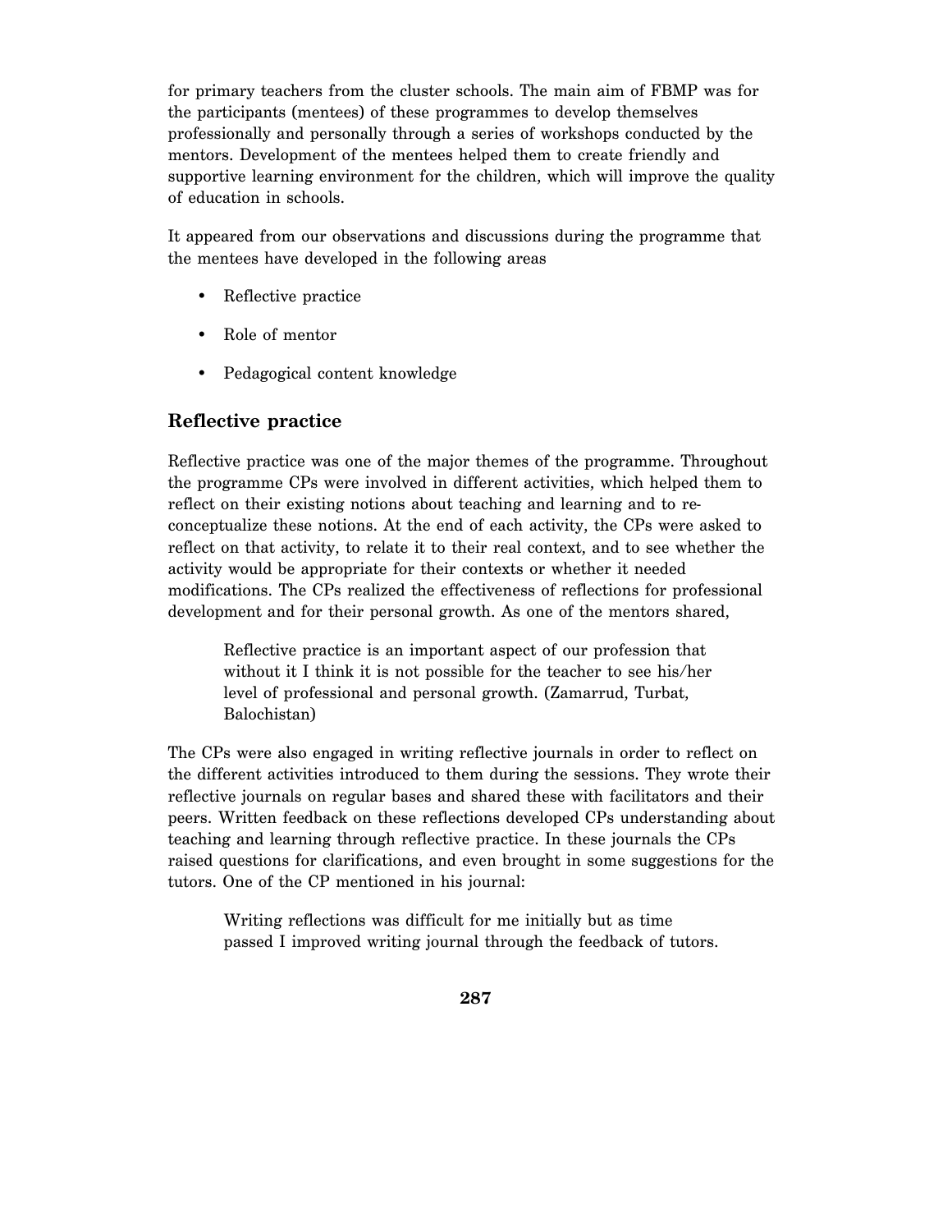for primary teachers from the cluster schools. The main aim of FBMP was for the participants (mentees) of these programmes to develop themselves professionally and personally through a series of workshops conducted by the mentors. Development of the mentees helped them to create friendly and supportive learning environment for the children, which will improve the quality of education in schools.

It appeared from our observations and discussions during the programme that the mentees have developed in the following areas

- Reflective practice
- Role of mentor
- Pedagogical content knowledge

## Reflective practice

Reflective practice was one of the major themes of the programme. Throughout the programme CPs were involved in different activities, which helped them to reflect on their existing notions about teaching and learning and to re-conceptualize these notions. At the end of each activity, the CPs were asked to reflect on that activity, to relate it to their real context, and to see whether the activity would be appropriate for their contexts or whether it needed modifications. The CPs realized the effectiveness of reflections for professional development and for their personal growth. As one of the mentors shared,

> Reflective practice is an important aspect of our profession that without it I think it is not possible for the teacher to see his/her level of professional and personal growth. (Zamarrud, Turbat, Balochistan)

The CPs were also engaged in writing reflective journals in order to reflect on the different activities introduced to them during the sessions. They wrote their reflective journals on regular bases and shared these with facilitators and their peers. Written feedback on these reflections developed CPs understanding about teaching and learning through reflective practice. In these journals the CPs raised questions for clarifications, and even brought in some suggestions for the tutors. One of the CP mentioned in his journal:

> Writing reflections was difficult for me initially but as time passed I improved writing journal through the feedback of tutors.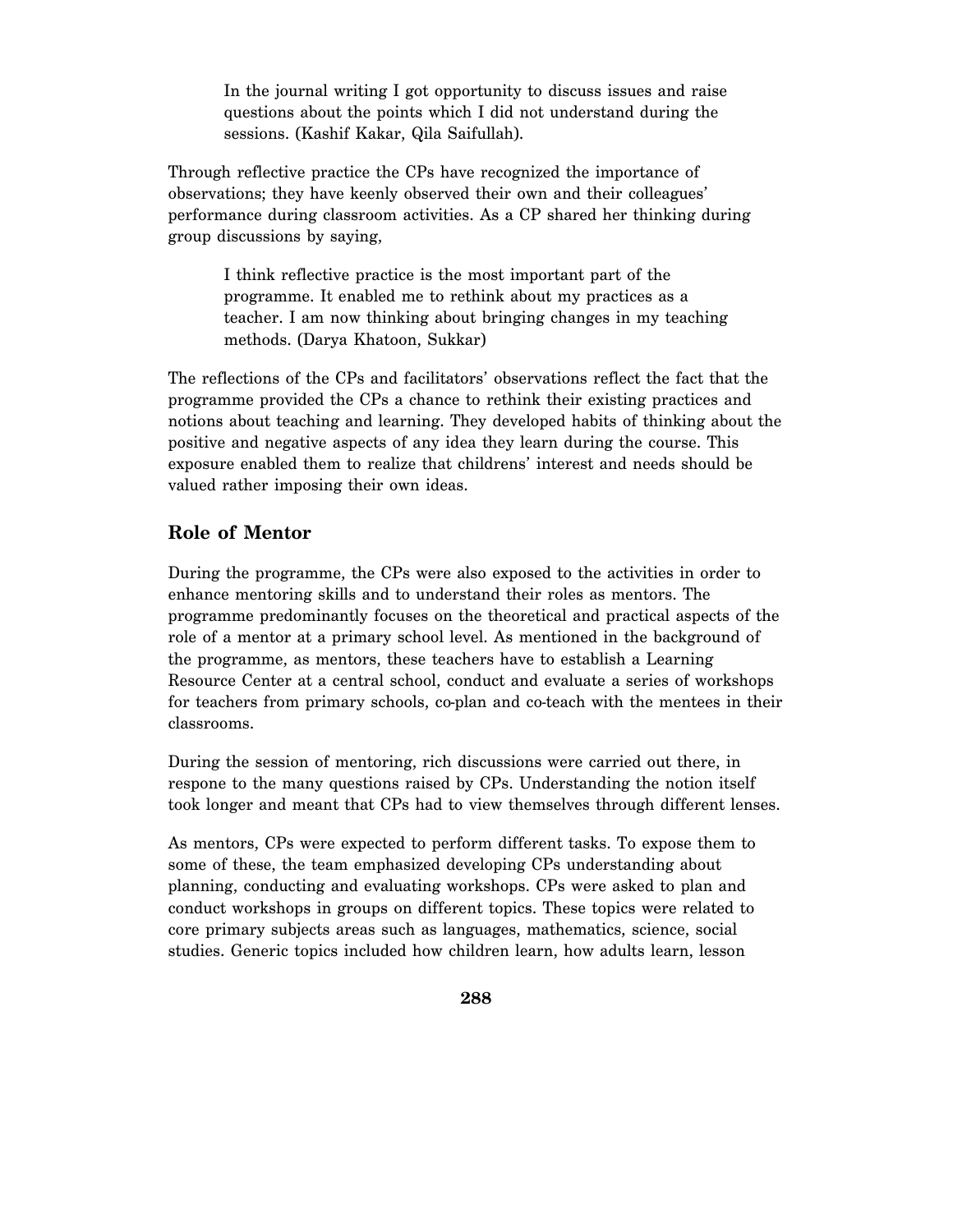> In the journal writing I got opportunity to discuss issues and raise questions about the points which I did not understand during the sessions. (Kashif Kakar, Qila Saifullah).

Through reflective practice the CPs have recognized the importance of observations; they have keenly observed their own and their colleagues' performance during classroom activities. As a CP shared her thinking during group discussions by saying,

> I think reflective practice is the most important part of the programme. It enabled me to rethink about my practices as a teacher. I am now thinking about bringing changes in my teaching methods. (Darya Khatoon, Sukkar)

The reflections of the CPs and facilitators' observations reflect the fact that the programme provided the CPs a chance to rethink their existing practices and notions about teaching and learning. They developed habits of thinking about the positive and negative aspects of any idea they learn during the course. This exposure enabled them to realize that childrens' interest and needs should be valued rather imposing their own ideas.

## Role of Mentor

During the programme, the CPs were also exposed to the activities in order to enhance mentoring skills and to understand their roles as mentors. The programme predominantly focuses on the theoretical and practical aspects of the role of a mentor at a primary school level. As mentioned in the background of the programme, as mentors, these teachers have to establish a Learning Resource Center at a central school, conduct and evaluate a series of workshops for teachers from primary schools, co-plan and co-teach with the mentees in their classrooms.

During the session of mentoring, rich discussions were carried out there, in respone to the many questions raised by CPs. Understanding the notion itself took longer and meant that CPs had to view themselves through different lenses.

As mentors, CPs were expected to perform different tasks. To expose them to some of these, the team emphasized developing CPs understanding about planning, conducting and evaluating workshops. CPs were asked to plan and conduct workshops in groups on different topics. These topics were related to core primary subjects areas such as languages, mathematics, science, social studies. Generic topics included how children learn, how adults learn, lesson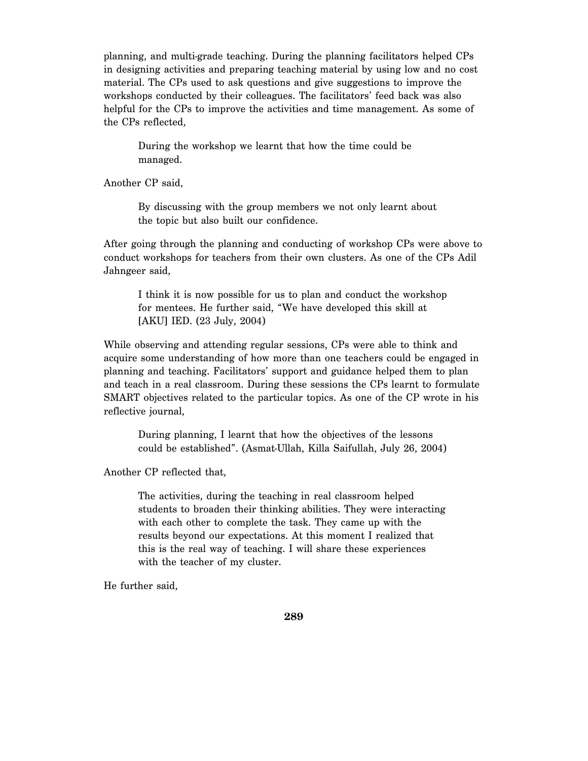planning, and multi-grade teaching. During the planning facilitators helped CPs in designing activities and preparing teaching material by using low and no cost material. The CPs used to ask questions and give suggestions to improve the workshops conducted by their colleagues. The facilitators' feed back was also helpful for the CPs to improve the activities and time management. As some of the CPs reflected,

> During the workshop we learnt that how the time could be managed.

Another CP said,

> By discussing with the group members we not only learnt about the topic but also built our confidence.

After going through the planning and conducting of workshop CPs were above to conduct workshops for teachers from their own clusters. As one of the CPs Adil Jahngeer said,

> I think it is now possible for us to plan and conduct the workshop for mentees. He further said, "We have developed this skill at [AKU] IED. (23 July, 2004)

While observing and attending regular sessions, CPs were able to think and acquire some understanding of how more than one teachers could be engaged in planning and teaching. Facilitators' support and guidance helped them to plan and teach in a real classroom. During these sessions the CPs learnt to formulate SMART objectives related to the particular topics. As one of the CP wrote in his reflective journal,

> During planning, I learnt that how the objectives of the lessons could be established". (Asmat-Ullah, Killa Saifullah, July 26, 2004)

Another CP reflected that,

> The activities, during the teaching in real classroom helped students to broaden their thinking abilities. They were interacting with each other to complete the task. They came up with the results beyond our expectations. At this moment I realized that this is the real way of teaching. I will share these experiences with the teacher of my cluster.

He further said,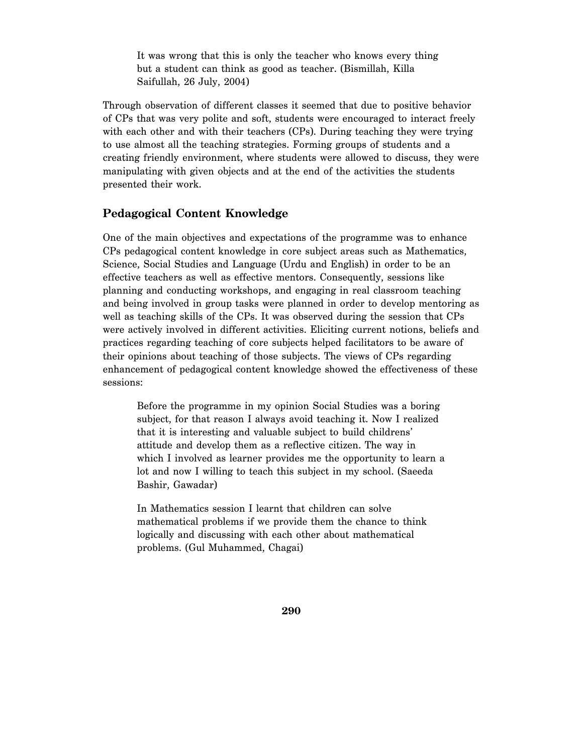> It was wrong that this is only the teacher who knows every thing but a student can think as good as teacher. (Bismillah, Killa Saifullah, 26 July, 2004)

Through observation of different classes it seemed that due to positive behavior of CPs that was very polite and soft, students were encouraged to interact freely with each other and with their teachers (CPs). During teaching they were trying to use almost all the teaching strategies. Forming groups of students and a creating friendly environment, where students were allowed to discuss, they were manipulating with given objects and at the end of the activities the students presented their work.

## Pedagogical Content Knowledge

One of the main objectives and expectations of the programme was to enhance CPs pedagogical content knowledge in core subject areas such as Mathematics, Science, Social Studies and Language (Urdu and English) in order to be an effective teachers as well as effective mentors. Consequently, sessions like planning and conducting workshops, and engaging in real classroom teaching and being involved in group tasks were planned in order to develop mentoring as well as teaching skills of the CPs. It was observed during the session that CPs were actively involved in different activities. Eliciting current notions, beliefs and practices regarding teaching of core subjects helped facilitators to be aware of their opinions about teaching of those subjects. The views of CPs regarding enhancement of pedagogical content knowledge showed the effectiveness of these sessions:

> Before the programme in my opinion Social Studies was a boring subject, for that reason I always avoid teaching it. Now I realized that it is interesting and valuable subject to build childrens' attitude and develop them as a reflective citizen. The way in which I involved as learner provides me the opportunity to learn a lot and now I willing to teach this subject in my school. (Saeeda Bashir, Gawadar)

> In Mathematics session I learnt that children can solve mathematical problems if we provide them the chance to think logically and discussing with each other about mathematical problems. (Gul Muhammed, Chagai)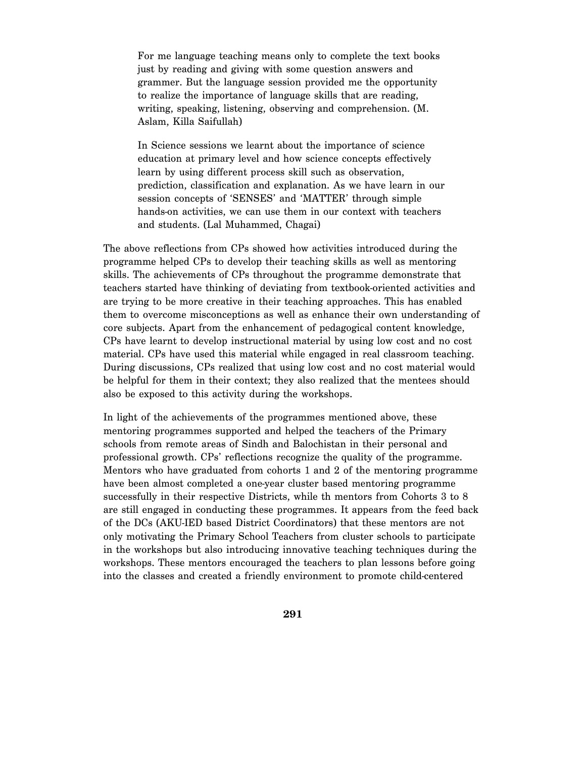> For me language teaching means only to complete the text books just by reading and giving with some question answers and grammer. But the language session provided me the opportunity to realize the importance of language skills that are reading, writing, speaking, listening, observing and comprehension. (M. Aslam, Killa Saifullah)

> In Science sessions we learnt about the importance of science education at primary level and how science concepts effectively learn by using different process skill such as observation, prediction, classification and explanation. As we have learn in our session concepts of 'SENSES' and 'MATTER' through simple hands-on activities, we can use them in our context with teachers and students. (Lal Muhammed, Chagai)

The above reflections from CPs showed how activities introduced during the programme helped CPs to develop their teaching skills as well as mentoring skills. The achievements of CPs throughout the programme demonstrate that teachers started have thinking of deviating from textbook-oriented activities and are trying to be more creative in their teaching approaches. This has enabled them to overcome misconceptions as well as enhance their own understanding of core subjects. Apart from the enhancement of pedagogical content knowledge, CPs have learnt to develop instructional material by using low cost and no cost material. CPs have used this material while engaged in real classroom teaching. During discussions, CPs realized that using low cost and no cost material would be helpful for them in their context; they also realized that the mentees should also be exposed to this activity during the workshops.

In light of the achievements of the programmes mentioned above, these mentoring programmes supported and helped the teachers of the Primary schools from remote areas of Sindh and Balochistan in their personal and professional growth. CPs' reflections recognize the quality of the programme. Mentors who have graduated from cohorts 1 and 2 of the mentoring programme have been almost completed a one-year cluster based mentoring programme successfully in their respective Districts, while th mentors from Cohorts 3 to 8 are still engaged in conducting these programmes. It appears from the feed back of the DCs (AKU-IED based District Coordinators) that these mentors are not only motivating the Primary School Teachers from cluster schools to participate in the workshops but also introducing innovative teaching techniques during the workshops. These mentors encouraged the teachers to plan lessons before going into the classes and created a friendly environment to promote child-centered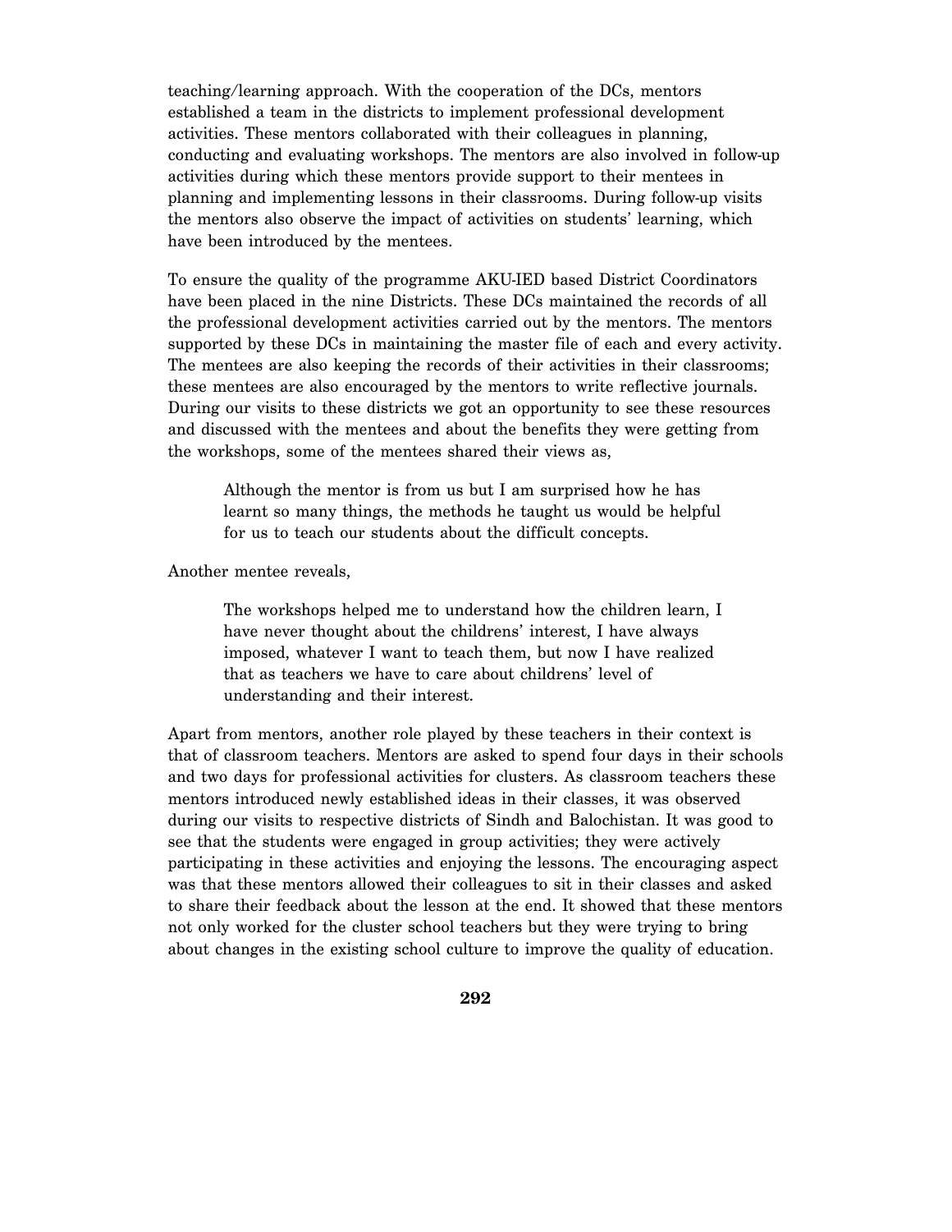teaching/learning approach. With the cooperation of the DCs, mentors established a team in the districts to implement professional development activities. These mentors collaborated with their colleagues in planning, conducting and evaluating workshops. The mentors are also involved in follow-up activities during which these mentors provide support to their mentees in planning and implementing lessons in their classrooms. During follow-up visits the mentors also observe the impact of activities on students' learning, which have been introduced by the mentees.

To ensure the quality of the programme AKU-IED based District Coordinators have been placed in the nine Districts. These DCs maintained the records of all the professional development activities carried out by the mentors. The mentors supported by these DCs in maintaining the master file of each and every activity. The mentees are also keeping the records of their activities in their classrooms; these mentees are also encouraged by the mentors to write reflective journals. During our visits to these districts we got an opportunity to see these resources and discussed with the mentees and about the benefits they were getting from the workshops, some of the mentees shared their views as,

> Although the mentor is from us but I am surprised how he has learnt so many things, the methods he taught us would be helpful for us to teach our students about the difficult concepts.

Another mentee reveals,

> The workshops helped me to understand how the children learn, I have never thought about the childrens' interest, I have always imposed, whatever I want to teach them, but now I have realized that as teachers we have to care about childrens' level of understanding and their interest.

Apart from mentors, another role played by these teachers in their context is that of classroom teachers. Mentors are asked to spend four days in their schools and two days for professional activities for clusters. As classroom teachers these mentors introduced newly established ideas in their classes, it was observed during our visits to respective districts of Sindh and Balochistan. It was good to see that the students were engaged in group activities; they were actively participating in these activities and enjoying the lessons. The encouraging aspect was that these mentors allowed their colleagues to sit in their classes and asked to share their feedback about the lesson at the end. It showed that these mentors not only worked for the cluster school teachers but they were trying to bring about changes in the existing school culture to improve the quality of education.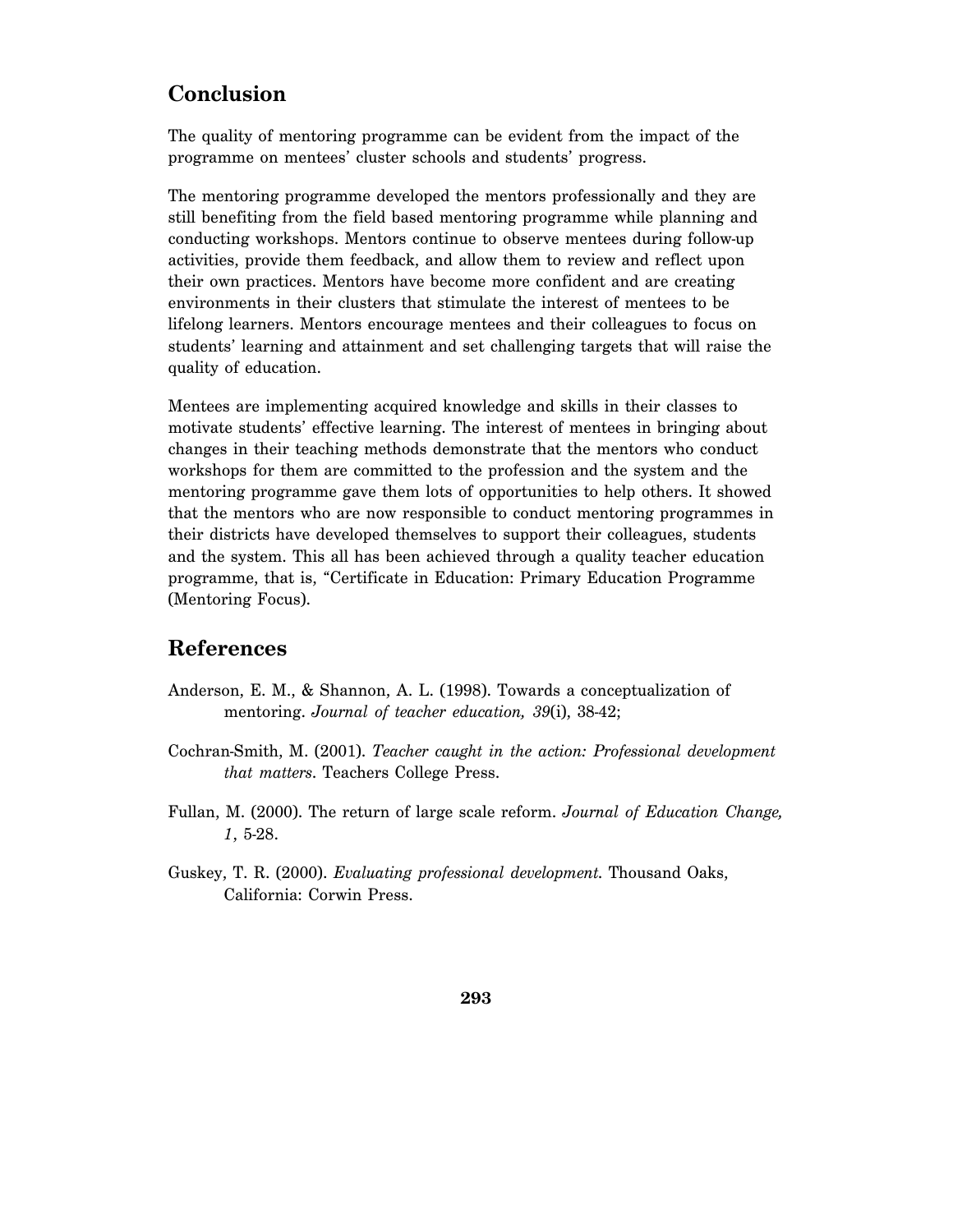## Conclusion

The quality of mentoring programme can be evident from the impact of the programme on mentees' cluster schools and students' progress.

The mentoring programme developed the mentors professionally and they are still benefiting from the field based mentoring programme while planning and conducting workshops. Mentors continue to observe mentees during follow-up activities, provide them feedback, and allow them to review and reflect upon their own practices. Mentors have become more confident and are creating environments in their clusters that stimulate the interest of mentees to be lifelong learners. Mentors encourage mentees and their colleagues to focus on students' learning and attainment and set challenging targets that will raise the quality of education.

Mentees are implementing acquired knowledge and skills in their classes to motivate students' effective learning. The interest of mentees in bringing about changes in their teaching methods demonstrate that the mentors who conduct workshops for them are committed to the profession and the system and the mentoring programme gave them lots of opportunities to help others. It showed that the mentors who are now responsible to conduct mentoring programmes in their districts have developed themselves to support their colleagues, students and the system. This all has been achieved through a quality teacher education programme, that is, "Certificate in Education: Primary Education Programme (Mentoring Focus).

## References

Anderson, E. M., & Shannon, A. L. (1998). Towards a conceptualization of mentoring. *Journal of teacher education, 39*(i), 38-42;

Cochran-Smith, M. (2001). *Teacher caught in the action: Professional development that matters*. Teachers College Press.

Fullan, M. (2000). The return of large scale reform. *Journal of Education Change, 1*, 5-28.

Guskey, T. R. (2000). *Evaluating professional development*. Thousand Oaks, California: Corwin Press.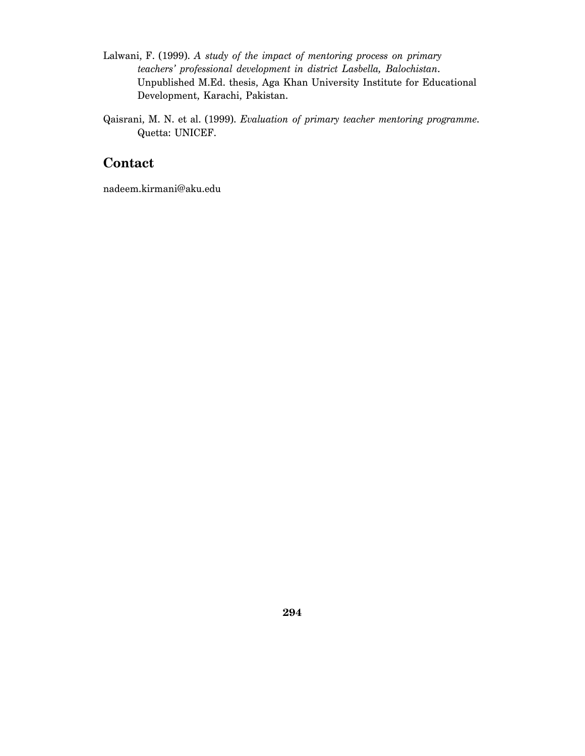Lalwani, F. (1999). *A study of the impact of mentoring process on primary teachers' professional development in district Lasbella, Balochistan*. Unpublished M.Ed. thesis, Aga Khan University Institute for Educational Development, Karachi, Pakistan.

Qaisrani, M. N. et al. (1999). *Evaluation of primary teacher mentoring programme*. Quetta: UNICEF.

## Contact

nadeem.kirmani@aku.edu